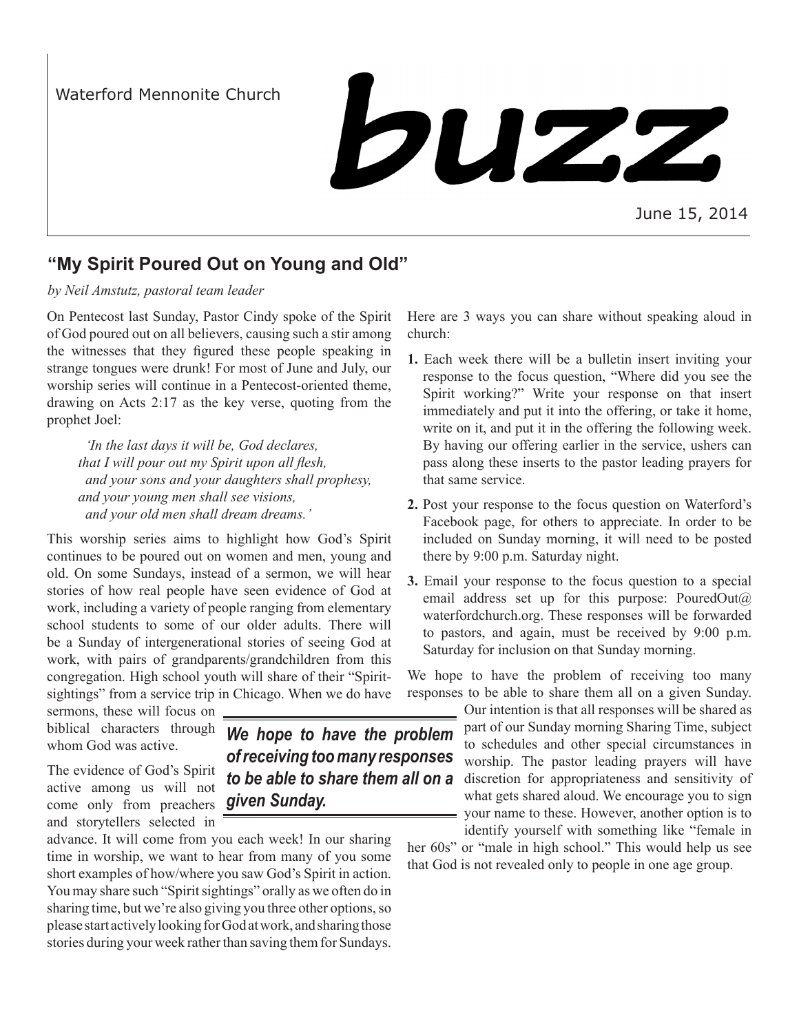Waterford Mennonite Church

# buzz

June 15, 2014

## "My Spirit Poured Out on Young and Old"

*by Neil Amstutz, pastoral team leader*

On Pentecost last Sunday, Pastor Cindy spoke of the Spirit of God poured out on all believers, causing such a stir among the witnesses that they figured these people speaking in strange tongues were drunk! For most of June and July, our worship series will continue in a Pentecost-oriented theme, drawing on Acts 2:17 as the key verse, quoting from the prophet Joel:

> *'In the last days it will be, God declares,*
> *that I will pour out my Spirit upon all flesh,*
> *and your sons and your daughters shall prophesy,*
> *and your young men shall see visions,*
> *and your old men shall dream dreams.'*

This worship series aims to highlight how God's Spirit continues to be poured out on women and men, young and old. On some Sundays, instead of a sermon, we will hear stories of how real people have seen evidence of God at work, including a variety of people ranging from elementary school students to some of our older adults. There will be a Sunday of intergenerational stories of seeing God at work, with pairs of grandparents/grandchildren from this congregation. High school youth will share of their "Spirit-sightings" from a service trip in Chicago. When we do have sermons, these will focus on biblical characters through whom God was active.

The evidence of God's Spirit active among us will not come only from preachers and storytellers selected in advance. It will come from you each week! In our sharing time in worship, we want to hear from many of you some short examples of how/where you saw God's Spirit in action. You may share such "Spirit sightings" orally as we often do in sharing time, but we're also giving you three other options, so please start actively looking for God at work, and sharing those stories during your week rather than saving them for Sundays.

Here are 3 ways you can share without speaking aloud in church:

1. Each week there will be a bulletin insert inviting your response to the focus question, "Where did you see the Spirit working?" Write your response on that insert immediately and put it into the offering, or take it home, write on it, and put it in the offering the following week. By having our offering earlier in the service, ushers can pass along these inserts to the pastor leading prayers for that same service.
2. Post your response to the focus question on Waterford's Facebook page, for others to appreciate. In order to be included on Sunday morning, it will need to be posted there by 9:00 p.m. Saturday night.
3. Email your response to the focus question to a special email address set up for this purpose: PouredOut@waterfordchurch.org. These responses will be forwarded to pastors, and again, must be received by 9:00 p.m. Saturday for inclusion on that Sunday morning.

We hope to have the problem of receiving too many responses to be able to share them all on a given Sunday. Our intention is that all responses will be shared as part of our Sunday morning Sharing Time, subject to schedules and other special circumstances in worship. The pastor leading prayers will have discretion for appropriateness and sensitivity of what gets shared aloud. We encourage you to sign your name to these. However, another option is to identify yourself with something like "female in her 60s" or "male in high school." This would help us see that God is not revealed only to people in one age group.

***We hope to have the problem of receiving too many responses to be able to share them all on a given Sunday.***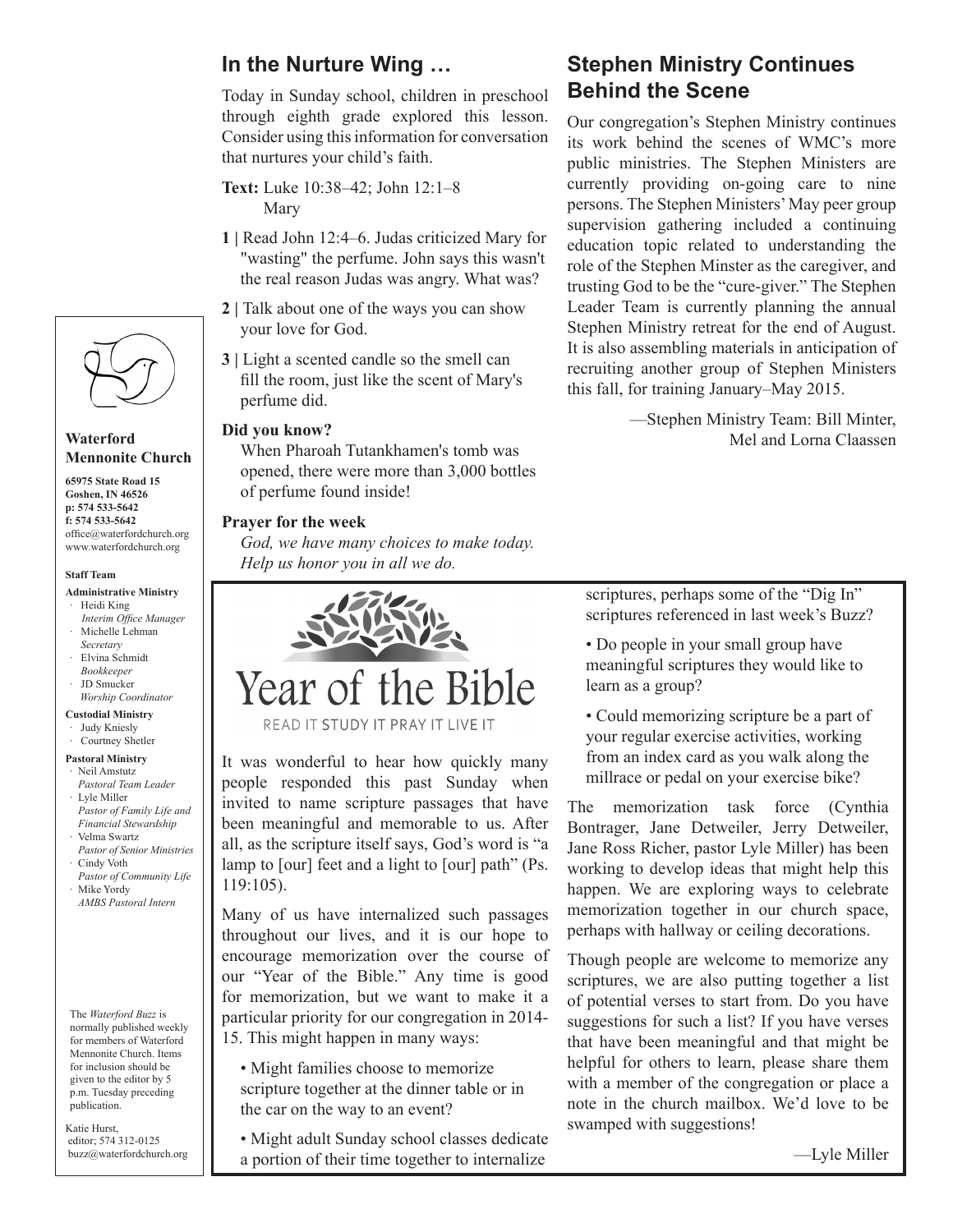## In the Nurture Wing …

Today in Sunday school, children in preschool through eighth grade explored this lesson. Consider using this information for conversation that nurtures your child's faith.

**Text:** Luke 10:38–42; John 12:1–8
Mary

**1 |** Read John 12:4–6. Judas criticized Mary for "wasting" the perfume. John says this wasn't the real reason Judas was angry. What was?

**2 |** Talk about one of the ways you can show your love for God.

**3 |** Light a scented candle so the smell can fill the room, just like the scent of Mary's perfume did.

**Did you know?**

When Pharoah Tutankhamen's tomb was opened, there were more than 3,000 bottles of perfume found inside!

**Prayer for the week**

*God, we have many choices to make today. Help us honor you in all we do.*

## Stephen Ministry Continues Behind the Scene

Our congregation's Stephen Ministry continues its work behind the scenes of WMC's more public ministries. The Stephen Ministers are currently providing on-going care to nine persons. The Stephen Ministers' May peer group supervision gathering included a continuing education topic related to understanding the role of the Stephen Minster as the caregiver, and trusting God to be the "cure-giver." The Stephen Leader Team is currently planning the annual Stephen Ministry retreat for the end of August. It is also assembling materials in anticipation of recruiting another group of Stephen Ministers this fall, for training January–May 2015.

—Stephen Ministry Team: Bill Minter, Mel and Lorna Claassen

**Waterford Mennonite Church**

**65975 State Road 15**
**Goshen, IN 46526**
**p: 574 533-5642**
**f: 574 533-5642**
office@waterfordchurch.org
www.waterfordchurch.org

**Staff Team**

**Administrative Ministry**

- Heidi King
  *Interim Office Manager*
- Michelle Lehman
  *Secretary*
- Elvina Schmidt
  *Bookkeeper*
- JD Smucker
  *Worship Coordinator*

**Custodial Ministry**

- Judy Kniesly
- Courtney Shetler

**Pastoral Ministry**

- Neil Amstutz
  *Pastoral Team Leader*
- Lyle Miller
  *Pastor of Family Life and Financial Stewardship*
- Velma Swartz
  *Pastor of Senior Ministries*
- Cindy Voth
  *Pastor of Community Life*
- Mike Yordy
  *AMBS Pastoral Intern*

The *Waterford Buzz* is normally published weekly for members of Waterford Mennonite Church. Items for inclusion should be given to the editor by 5 p.m. Tuesday preceding publication.

Katie Hurst,
editor; 574 312-0125
buzz@waterfordchurch.org

## Year of the Bible

READ IT STUDY IT PRAY IT LIVE IT

It was wonderful to hear how quickly many people responded this past Sunday when invited to name scripture passages that have been meaningful and memorable to us. After all, as the scripture itself says, God's word is "a lamp to [our] feet and a light to [our] path" (Ps. 119:105).

Many of us have internalized such passages throughout our lives, and it is our hope to encourage memorization over the course of our "Year of the Bible." Any time is good for memorization, but we want to make it a particular priority for our congregation in 2014-15. This might happen in many ways:

- Might families choose to memorize scripture together at the dinner table or in the car on the way to an event?
- Might adult Sunday school classes dedicate a portion of their time together to internalize scriptures, perhaps some of the "Dig In" scriptures referenced in last week's Buzz?
- Do people in your small group have meaningful scriptures they would like to learn as a group?
- Could memorizing scripture be a part of your regular exercise activities, working from an index card as you walk along the millrace or pedal on your exercise bike?

The memorization task force (Cynthia Bontrager, Jane Detweiler, Jerry Detweiler, Jane Ross Richer, pastor Lyle Miller) has been working to develop ideas that might help this happen. We are exploring ways to celebrate memorization together in our church space, perhaps with hallway or ceiling decorations.

Though people are welcome to memorize any scriptures, we are also putting together a list of potential verses to start from. Do you have suggestions for such a list? If you have verses that have been meaningful and that might be helpful for others to learn, please share them with a member of the congregation or place a note in the church mailbox. We'd love to be swamped with suggestions!

—Lyle Miller